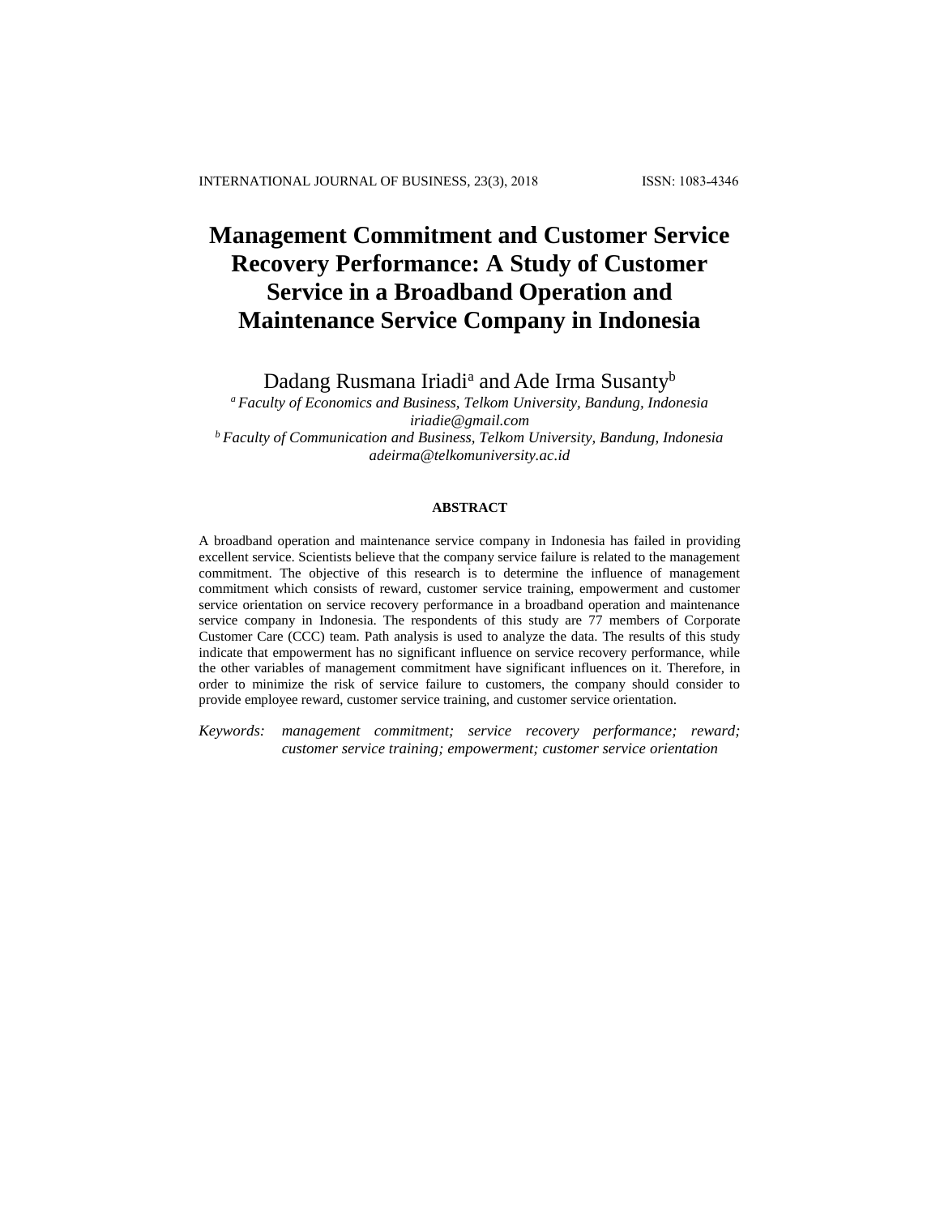# Management Commitment and Customer Service Recovery Performance: A Study of Customer Service in a Broadband Operation and Maintenance Service Company in Indonesia

Dadang Rusmana Iriadi[a] and Ade Irma Susanty[b]

[a] *Faculty of Economics and Business, Telkom University, Bandung, Indonesia*
*iriadie@gmail.com*
[b] *Faculty of Communication and Business, Telkom University, Bandung, Indonesia*
*adeirma@telkomuniversity.ac.id*

## ABSTRACT

A broadband operation and maintenance service company in Indonesia has failed in providing excellent service. Scientists believe that the company service failure is related to the management commitment. The objective of this research is to determine the influence of management commitment which consists of reward, customer service training, empowerment and customer service orientation on service recovery performance in a broadband operation and maintenance service company in Indonesia. The respondents of this study are 77 members of Corporate Customer Care (CCC) team. Path analysis is used to analyze the data. The results of this study indicate that empowerment has no significant influence on service recovery performance, while the other variables of management commitment have significant influences on it. Therefore, in order to minimize the risk of service failure to customers, the company should consider to provide employee reward, customer service training, and customer service orientation.

*Keywords: management commitment; service recovery performance; reward; customer service training; empowerment; customer service orientation*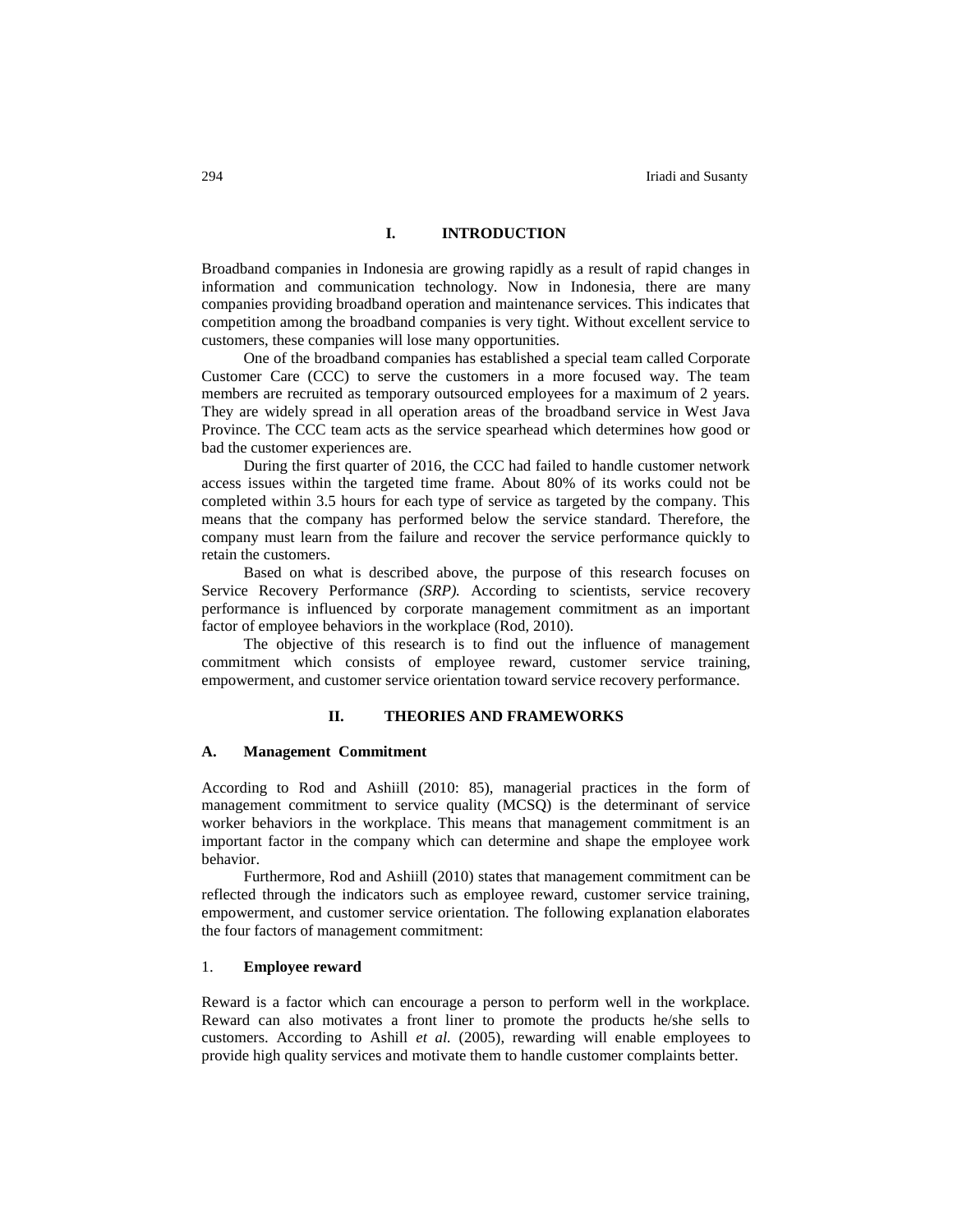## I. INTRODUCTION

Broadband companies in Indonesia are growing rapidly as a result of rapid changes in information and communication technology. Now in Indonesia, there are many companies providing broadband operation and maintenance services. This indicates that competition among the broadband companies is very tight. Without excellent service to customers, these companies will lose many opportunities.

One of the broadband companies has established a special team called Corporate Customer Care (CCC) to serve the customers in a more focused way. The team members are recruited as temporary outsourced employees for a maximum of 2 years. They are widely spread in all operation areas of the broadband service in West Java Province. The CCC team acts as the service spearhead which determines how good or bad the customer experiences are.

During the first quarter of 2016, the CCC had failed to handle customer network access issues within the targeted time frame. About 80% of its works could not be completed within 3.5 hours for each type of service as targeted by the company. This means that the company has performed below the service standard. Therefore, the company must learn from the failure and recover the service performance quickly to retain the customers.

Based on what is described above, the purpose of this research focuses on Service Recovery Performance *(SRP).* According to scientists, service recovery performance is influenced by corporate management commitment as an important factor of employee behaviors in the workplace (Rod, 2010).

The objective of this research is to find out the influence of management commitment which consists of employee reward, customer service training, empowerment, and customer service orientation toward service recovery performance.

## II. THEORIES AND FRAMEWORKS

### A. Management Commitment

According to Rod and Ashiill (2010: 85), managerial practices in the form of management commitment to service quality (MCSQ) is the determinant of service worker behaviors in the workplace. This means that management commitment is an important factor in the company which can determine and shape the employee work behavior.

Furthermore, Rod and Ashiill (2010) states that management commitment can be reflected through the indicators such as employee reward, customer service training, empowerment, and customer service orientation. The following explanation elaborates the four factors of management commitment:

#### 1. Employee reward

Reward is a factor which can encourage a person to perform well in the workplace. Reward can also motivates a front liner to promote the products he/she sells to customers. According to Ashill *et al.* (2005), rewarding will enable employees to provide high quality services and motivate them to handle customer complaints better.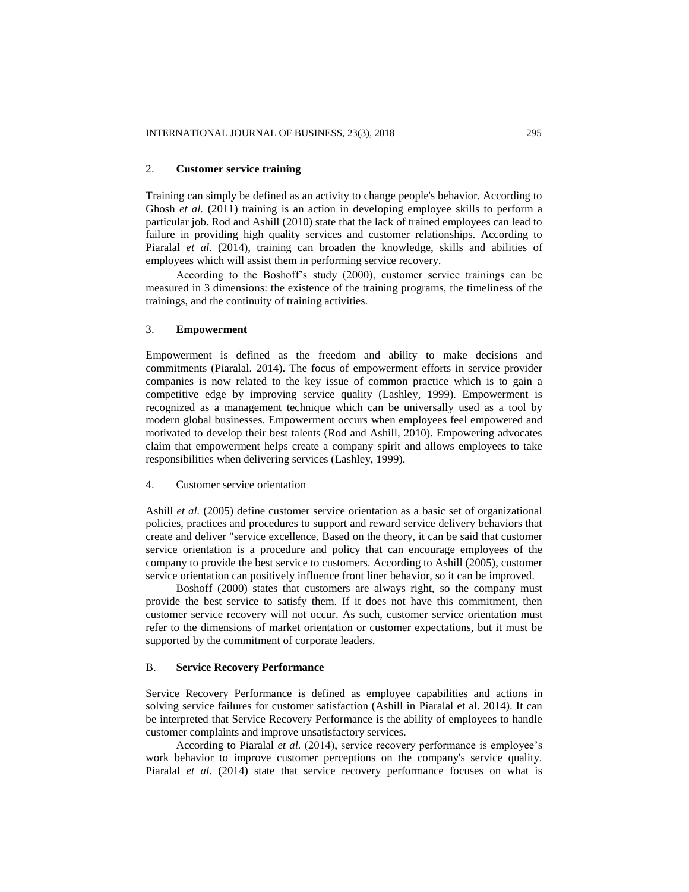### 2. **Customer service training**

Training can simply be defined as an activity to change people's behavior. According to Ghosh *et al.* (2011) training is an action in developing employee skills to perform a particular job. Rod and Ashill (2010) state that the lack of trained employees can lead to failure in providing high quality services and customer relationships. According to Piaralal *et al.* (2014), training can broaden the knowledge, skills and abilities of employees which will assist them in performing service recovery.

According to the Boshoff's study (2000), customer service trainings can be measured in 3 dimensions: the existence of the training programs, the timeliness of the trainings, and the continuity of training activities.

### 3. **Empowerment**

Empowerment is defined as the freedom and ability to make decisions and commitments (Piaralal. 2014). The focus of empowerment efforts in service provider companies is now related to the key issue of common practice which is to gain a competitive edge by improving service quality (Lashley, 1999). Empowerment is recognized as a management technique which can be universally used as a tool by modern global businesses. Empowerment occurs when employees feel empowered and motivated to develop their best talents (Rod and Ashill, 2010). Empowering advocates claim that empowerment helps create a company spirit and allows employees to take responsibilities when delivering services (Lashley, 1999).

### 4. Customer service orientation

Ashill *et al.* (2005) define customer service orientation as a basic set of organizational policies, practices and procedures to support and reward service delivery behaviors that create and deliver "service excellence. Based on the theory, it can be said that customer service orientation is a procedure and policy that can encourage employees of the company to provide the best service to customers. According to Ashill (2005), customer service orientation can positively influence front liner behavior, so it can be improved.

Boshoff (2000) states that customers are always right, so the company must provide the best service to satisfy them. If it does not have this commitment, then customer service recovery will not occur. As such, customer service orientation must refer to the dimensions of market orientation or customer expectations, but it must be supported by the commitment of corporate leaders.

## B. **Service Recovery Performance**

Service Recovery Performance is defined as employee capabilities and actions in solving service failures for customer satisfaction (Ashill in Piaralal et al. 2014). It can be interpreted that Service Recovery Performance is the ability of employees to handle customer complaints and improve unsatisfactory services.

According to Piaralal *et al.* (2014), service recovery performance is employee's work behavior to improve customer perceptions on the company's service quality. Piaralal *et al.* (2014) state that service recovery performance focuses on what is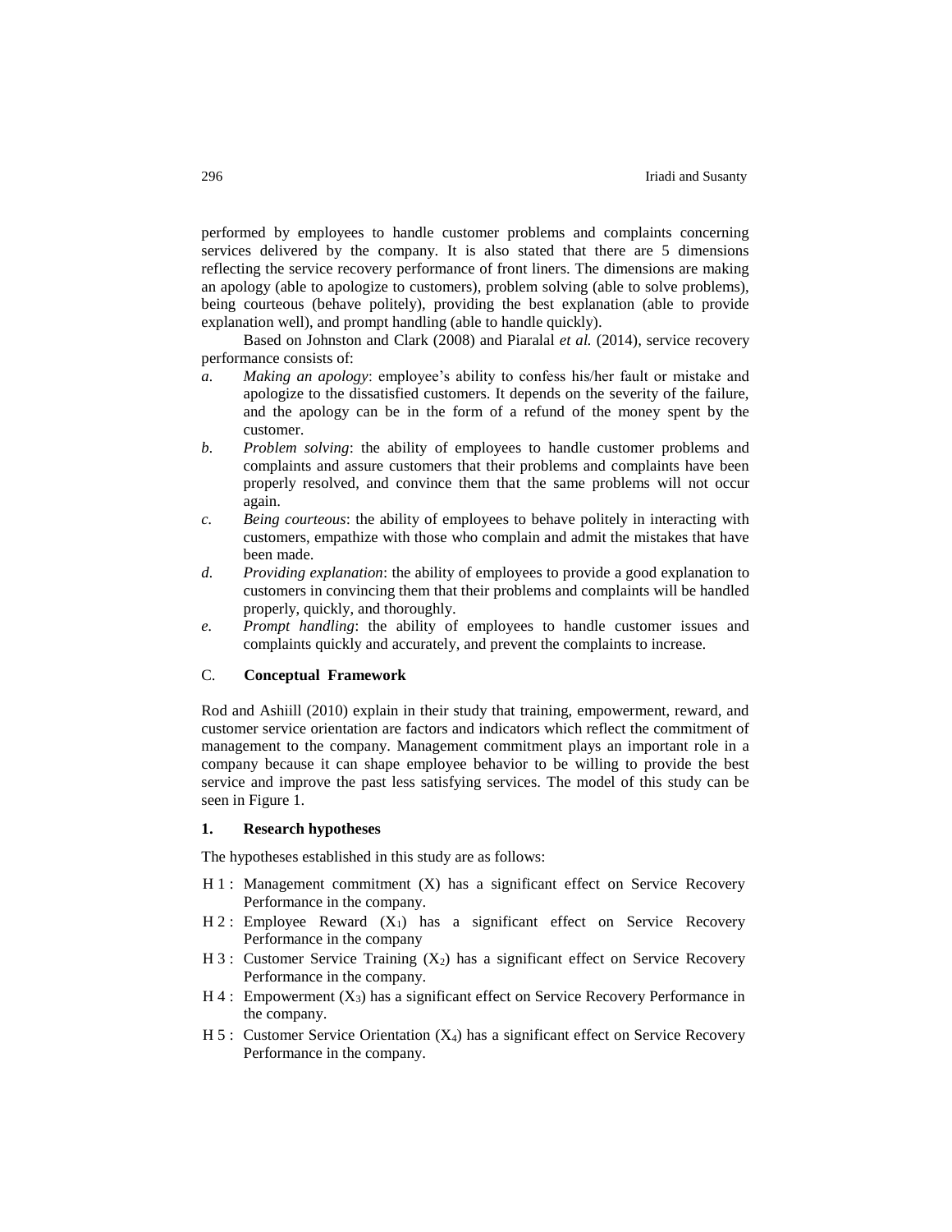performed by employees to handle customer problems and complaints concerning services delivered by the company. It is also stated that there are 5 dimensions reflecting the service recovery performance of front liners. The dimensions are making an apology (able to apologize to customers), problem solving (able to solve problems), being courteous (behave politely), providing the best explanation (able to provide explanation well), and prompt handling (able to handle quickly).

Based on Johnston and Clark (2008) and Piaralal *et al.* (2014), service recovery performance consists of:

*a.* *Making an apology*: employee's ability to confess his/her fault or mistake and apologize to the dissatisfied customers. It depends on the severity of the failure, and the apology can be in the form of a refund of the money spent by the customer.

*b.* *Problem solving*: the ability of employees to handle customer problems and complaints and assure customers that their problems and complaints have been properly resolved, and convince them that the same problems will not occur again.

*c.* *Being courteous*: the ability of employees to behave politely in interacting with customers, empathize with those who complain and admit the mistakes that have been made.

*d.* *Providing explanation*: the ability of employees to provide a good explanation to customers in convincing them that their problems and complaints will be handled properly, quickly, and thoroughly.

*e.* *Prompt handling*: the ability of employees to handle customer issues and complaints quickly and accurately, and prevent the complaints to increase.

## C. Conceptual Framework

Rod and Ashiill (2010) explain in their study that training, empowerment, reward, and customer service orientation are factors and indicators which reflect the commitment of management to the company. Management commitment plays an important role in a company because it can shape employee behavior to be willing to provide the best service and improve the past less satisfying services. The model of this study can be seen in Figure 1.

### 1. Research hypotheses

The hypotheses established in this study are as follows:

H 1 : Management commitment (X) has a significant effect on Service Recovery Performance in the company.

H 2 : Employee Reward ($X_1$) has a significant effect on Service Recovery Performance in the company

H 3 : Customer Service Training ($X_2$) has a significant effect on Service Recovery Performance in the company.

H 4 : Empowerment ($X_3$) has a significant effect on Service Recovery Performance in the company.

H 5 : Customer Service Orientation ($X_4$) has a significant effect on Service Recovery Performance in the company.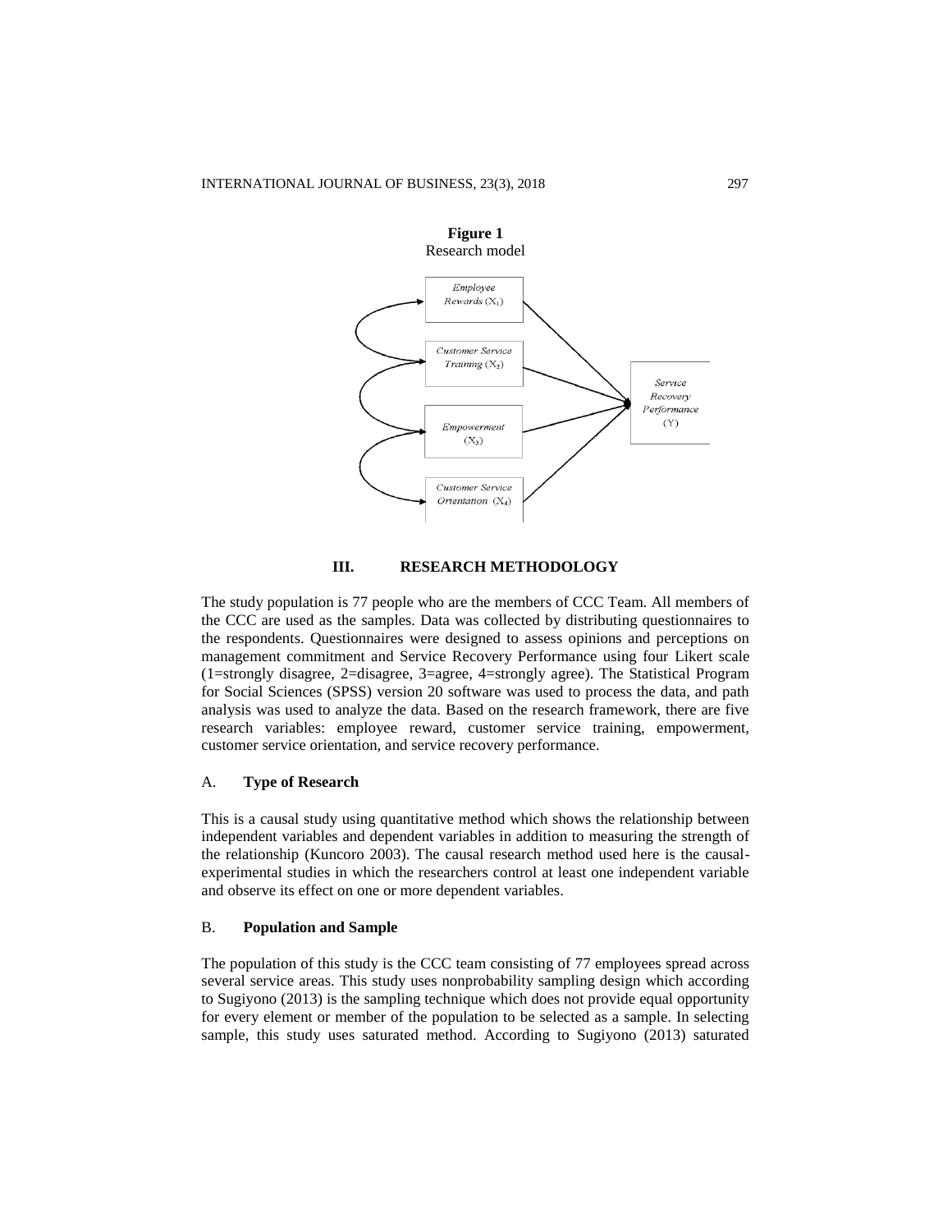**Figure 1**
Research model

### III. RESEARCH METHODOLOGY

The study population is 77 people who are the members of CCC Team. All members of the CCC are used as the samples. Data was collected by distributing questionnaires to the respondents. Questionnaires were designed to assess opinions and perceptions on management commitment and Service Recovery Performance using four Likert scale (1=strongly disagree, 2=disagree, 3=agree, 4=strongly agree). The Statistical Program for Social Sciences (SPSS) version 20 software was used to process the data, and path analysis was used to analyze the data. Based on the research framework, there are five research variables: employee reward, customer service training, empowerment, customer service orientation, and service recovery performance.

#### A. Type of Research

This is a causal study using quantitative method which shows the relationship between independent variables and dependent variables in addition to measuring the strength of the relationship (Kuncoro 2003). The causal research method used here is the causal-experimental studies in which the researchers control at least one independent variable and observe its effect on one or more dependent variables.

#### B. Population and Sample

The population of this study is the CCC team consisting of 77 employees spread across several service areas. This study uses nonprobability sampling design which according to Sugiyono (2013) is the sampling technique which does not provide equal opportunity for every element or member of the population to be selected as a sample. In selecting sample, this study uses saturated method. According to Sugiyono (2013) saturated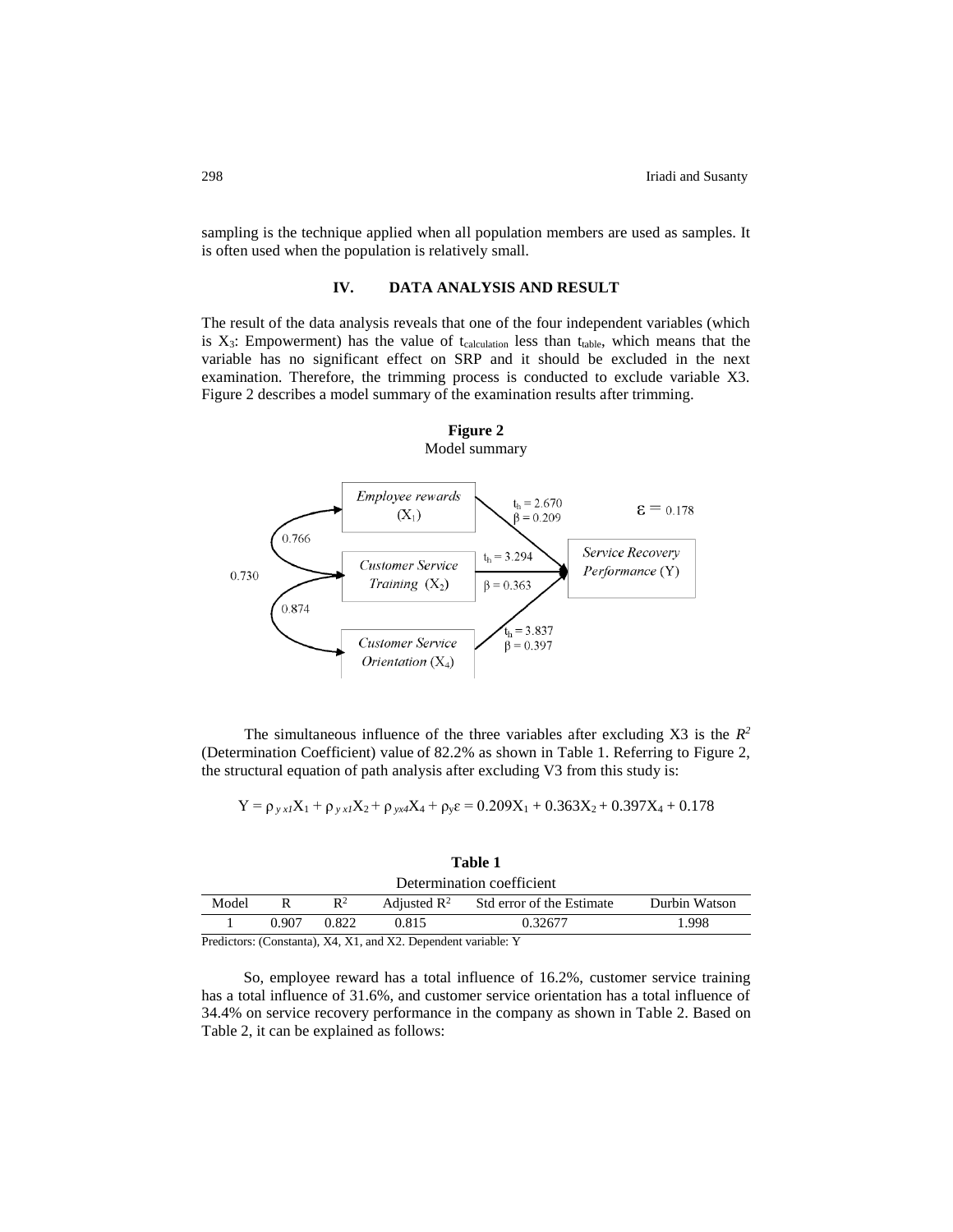sampling is the technique applied when all population members are used as samples. It is often used when the population is relatively small.

## IV. DATA ANALYSIS AND RESULT

The result of the data analysis reveals that one of the four independent variables (which is $X_3$: Empowerment) has the value of $t_{calculation}$ less than $t_{table}$, which means that the variable has no significant effect on SRP and it should be excluded in the next examination. Therefore, the trimming process is conducted to exclude variable X3. Figure 2 describes a model summary of the examination results after trimming.

**Figure 2**
Model summary

Employee rewards ($X_1$): $t_h = 2.670$, $\beta = 0.209$

Customer Service Training ($X_2$): $t_h = 3.294$, $\beta = 0.363$

Customer Service Orientation ($X_4$): $t_h = 3.837$, $\beta = 0.397$

Service Recovery Performance (Y)

$\varepsilon = 0.178$

Correlations: 0.766 ($X_1$–$X_2$), 0.874 ($X_2$–$X_4$), 0.730 ($X_1$–$X_4$)

The simultaneous influence of the three variables after excluding X3 is the $R^2$ (Determination Coefficient) value of 82.2% as shown in Table 1. Referring to Figure 2, the structural equation of path analysis after excluding V3 from this study is:

$$Y = \rho_{y\,x1}X_1 + \rho_{y\,x1}X_2 + \rho_{yx4}X_4 + \rho_y\varepsilon = 0.209X_1 + 0.363X_2 + 0.397X_4 + 0.178$$

**Table 1**
Determination coefficient

| Model | R | $R^2$ | Adjusted $R^2$ | Std error of the Estimate | Durbin Watson |
|---|---|---|---|---|---|
| 1 | 0.907 | 0.822 | 0.815 | 0.32677 | 1.998 |

Predictors: (Constanta), X4, X1, and X2. Dependent variable: Y

So, employee reward has a total influence of 16.2%, customer service training has a total influence of 31.6%, and customer service orientation has a total influence of 34.4% on service recovery performance in the company as shown in Table 2. Based on Table 2, it can be explained as follows: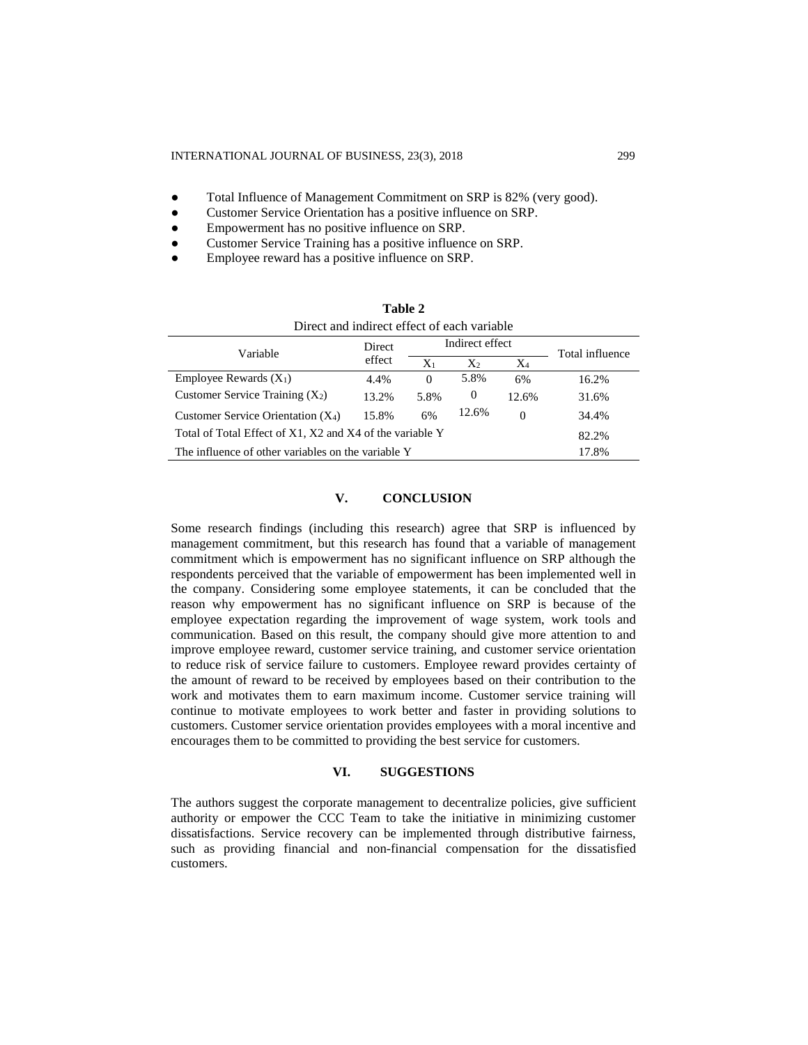- Total Influence of Management Commitment on SRP is 82% (very good).
- Customer Service Orientation has a positive influence on SRP.
- Empowerment has no positive influence on SRP.
- Customer Service Training has a positive influence on SRP.
- Employee reward has a positive influence on SRP.

**Table 2**

Direct and indirect effect of each variable

| Variable | Direct effect | Indirect effect | | | Total influence |
|---|---|---|---|---|---|
| | | $X_1$ | $X_2$ | $X_4$ | |
| Employee Rewards ($X_1$) | 4.4% | 0 | 5.8% | 6% | 16.2% |
| Customer Service Training ($X_2$) | 13.2% | 5.8% | 0 | 12.6% | 31.6% |
| Customer Service Orientation ($X_4$) | 15.8% | 6% | 12.6% | 0 | 34.4% |
| Total of Total Effect of X1, X2 and X4 of the variable Y | | | | | 82.2% |
| The influence of other variables on the variable Y | | | | | 17.8% |

## V. CONCLUSION

Some research findings (including this research) agree that SRP is influenced by management commitment, but this research has found that a variable of management commitment which is empowerment has no significant influence on SRP although the respondents perceived that the variable of empowerment has been implemented well in the company. Considering some employee statements, it can be concluded that the reason why empowerment has no significant influence on SRP is because of the employee expectation regarding the improvement of wage system, work tools and communication. Based on this result, the company should give more attention to and improve employee reward, customer service training, and customer service orientation to reduce risk of service failure to customers. Employee reward provides certainty of the amount of reward to be received by employees based on their contribution to the work and motivates them to earn maximum income. Customer service training will continue to motivate employees to work better and faster in providing solutions to customers. Customer service orientation provides employees with a moral incentive and encourages them to be committed to providing the best service for customers.

## VI. SUGGESTIONS

The authors suggest the corporate management to decentralize policies, give sufficient authority or empower the CCC Team to take the initiative in minimizing customer dissatisfactions. Service recovery can be implemented through distributive fairness, such as providing financial and non-financial compensation for the dissatisfied customers.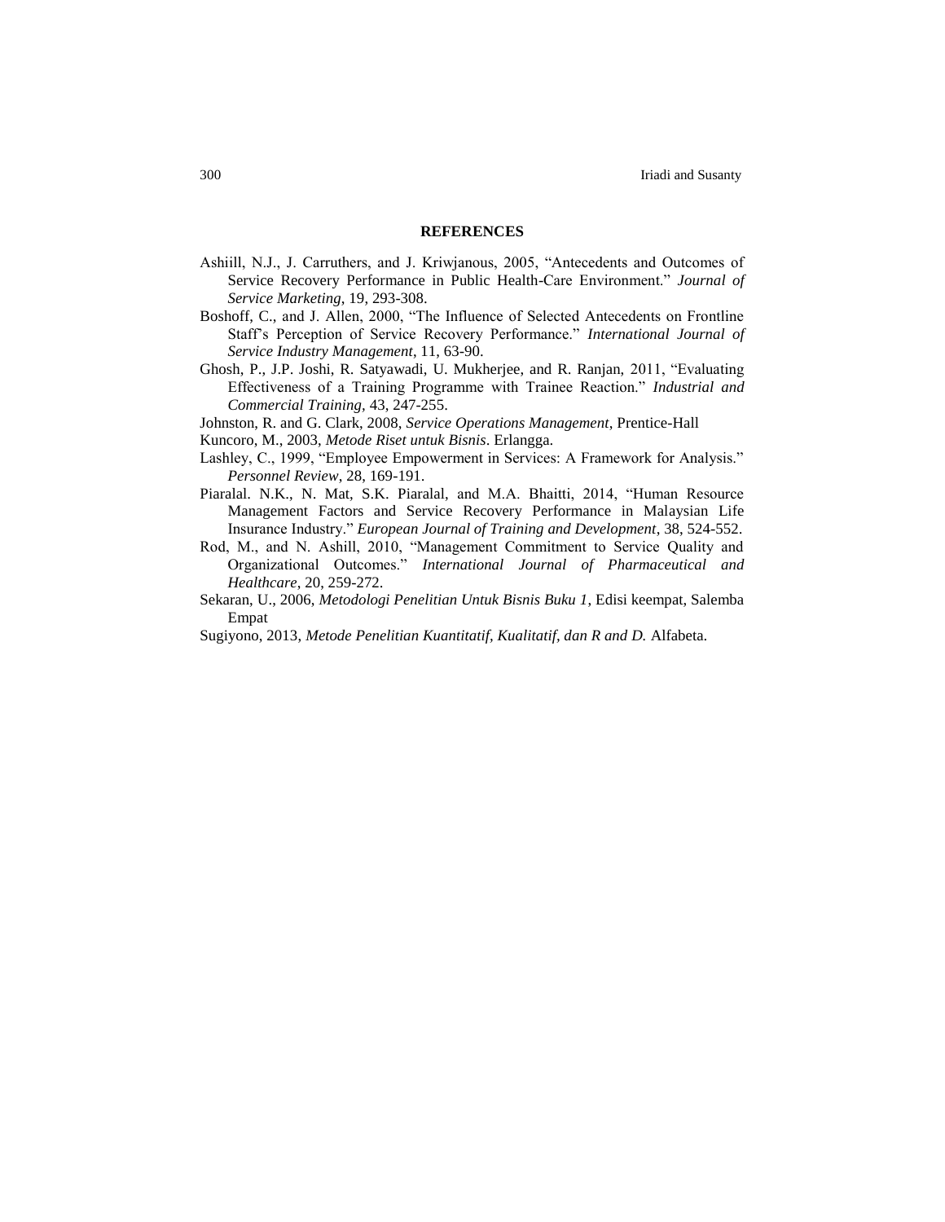## REFERENCES

Ashiill, N.J., J. Carruthers, and J. Kriwjanous, 2005, “Antecedents and Outcomes of Service Recovery Performance in Public Health-Care Environment.” *Journal of Service Marketing*, 19, 293-308.

Boshoff, C., and J. Allen, 2000, “The Influence of Selected Antecedents on Frontline Staff’s Perception of Service Recovery Performance.” *International Journal of Service Industry Management*, 11, 63-90.

Ghosh, P., J.P. Joshi, R. Satyawadi, U. Mukherjee, and R. Ranjan, 2011, “Evaluating Effectiveness of a Training Programme with Trainee Reaction.” *Industrial and Commercial Training*, 43, 247-255.

Johnston, R. and G. Clark, 2008, *Service Operations Management*, Prentice-Hall

Kuncoro, M., 2003, *Metode Riset untuk Bisnis*. Erlangga.

Lashley, C., 1999, “Employee Empowerment in Services: A Framework for Analysis.” *Personnel Review*, 28, 169-191.

Piaralal. N.K., N. Mat, S.K. Piaralal, and M.A. Bhaitti, 2014, “Human Resource Management Factors and Service Recovery Performance in Malaysian Life Insurance Industry.” *European Journal of Training and Development*, 38, 524-552.

Rod, M., and N. Ashill, 2010, “Management Commitment to Service Quality and Organizational Outcomes.” *International Journal of Pharmaceutical and Healthcare*, 20, 259-272.

Sekaran, U., 2006, *Metodologi Penelitian Untuk Bisnis Buku 1*, Edisi keempat, Salemba Empat

Sugiyono, 2013, *Metode Penelitian Kuantitatif, Kualitatif, dan R and D.* Alfabeta.